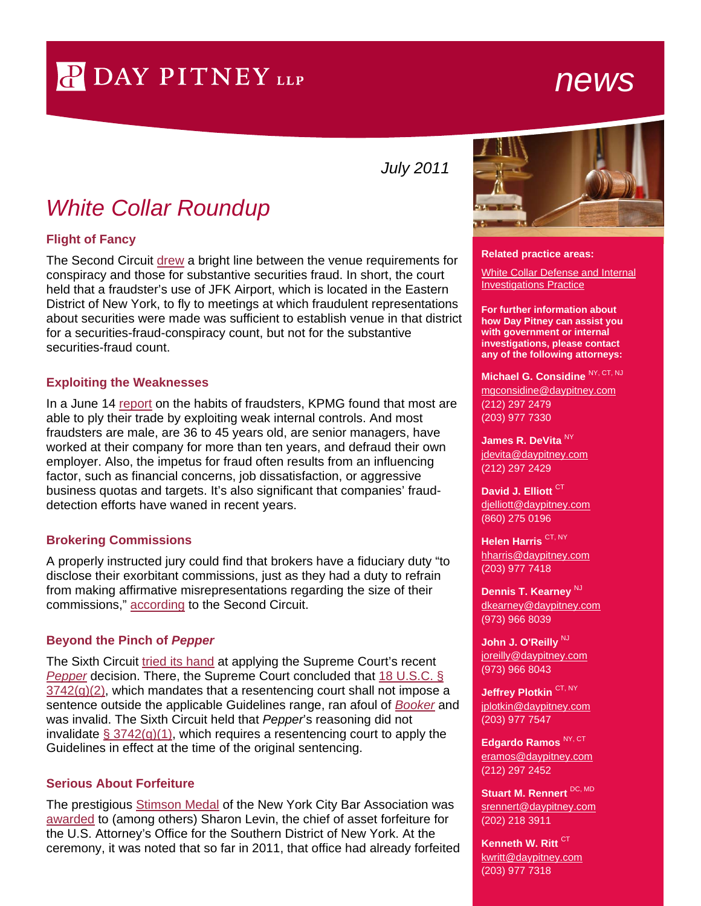# DAY PITNEY LLP

news

July 2011

# White Collar Roundup

### Flight of Fancy

The Second Circuit drew a bright line between the venue requirements for conspiracy and those for substantive securities fraud. In short, the court held that a fraudster's use of JFK Airport, which is located in the Eastern District of New York, to fly to meetings at which fraudulent representations about securities were made was sufficient to establish venue in that district for a securities-fraud-conspiracy count, but not for the substantive securities-fraud count.

### Exploiting the Weaknesses

In a June 14 report on the habits of fraudsters, KPMG found that most are able to ply their trade by exploiting weak internal controls. And most fraudsters are male, are 36 to 45 years old, are senior managers, have worked at their company for more than ten years, and defraud their own employer. Also, the impetus for fraud often results from an influencing factor, such as financial concerns, job dissatisfaction, or aggressive business quotas and targets. It's also significant that companies' fraud-detection efforts have waned in recent years.

### Brokering Commissions

A properly instructed jury could find that brokers have a fiduciary duty "to disclose their exorbitant commissions, just as they had a duty to refrain from making affirmative misrepresentations regarding the size of their commissions," according to the Second Circuit.

### Beyond the Pinch of *Pepper*

The Sixth Circuit tried its hand at applying the Supreme Court's recent *Pepper* decision. There, the Supreme Court concluded that 18 U.S.C. § 3742(g)(2), which mandates that a resentencing court shall not impose a sentence outside the applicable Guidelines range, ran afoul of *Booker* and was invalid. The Sixth Circuit held that *Pepper*'s reasoning did not invalidate § 3742(g)(1), which requires a resentencing court to apply the Guidelines in effect at the time of the original sentencing.

### Serious About Forfeiture

The prestigious Stimson Medal of the New York City Bar Association was awarded to (among others) Sharon Levin, the chief of asset forfeiture for the U.S. Attorney's Office for the Southern District of New York. At the ceremony, it was noted that so far in 2011, that office had already forfeited

**Related practice areas:**

White Collar Defense and Internal Investigations Practice

**For further information about how Day Pitney can assist you with government or internal investigations, please contact any of the following attorneys:**

**Michael G. Considine** NY, CT, NJ
mgconsidine@daypitney.com
(212) 297 2479
(203) 977 7330

**James R. DeVita** NY
jdevita@daypitney.com
(212) 297 2429

**David J. Elliott** CT
djelliott@daypitney.com
(860) 275 0196

**Helen Harris** CT, NY
hharris@daypitney.com
(203) 977 7418

**Dennis T. Kearney** NJ
dkearney@daypitney.com
(973) 966 8039

**John J. O'Reilly** NJ
joreilly@daypitney.com
(973) 966 8043

**Jeffrey Plotkin** CT, NY
jplotkin@daypitney.com
(203) 977 7547

**Edgardo Ramos** NY, CT
eramos@daypitney.com
(212) 297 2452

**Stuart M. Rennert** DC, MD
srennert@daypitney.com
(202) 218 3911

**Kenneth W. Ritt** CT
kwritt@daypitney.com
(203) 977 7318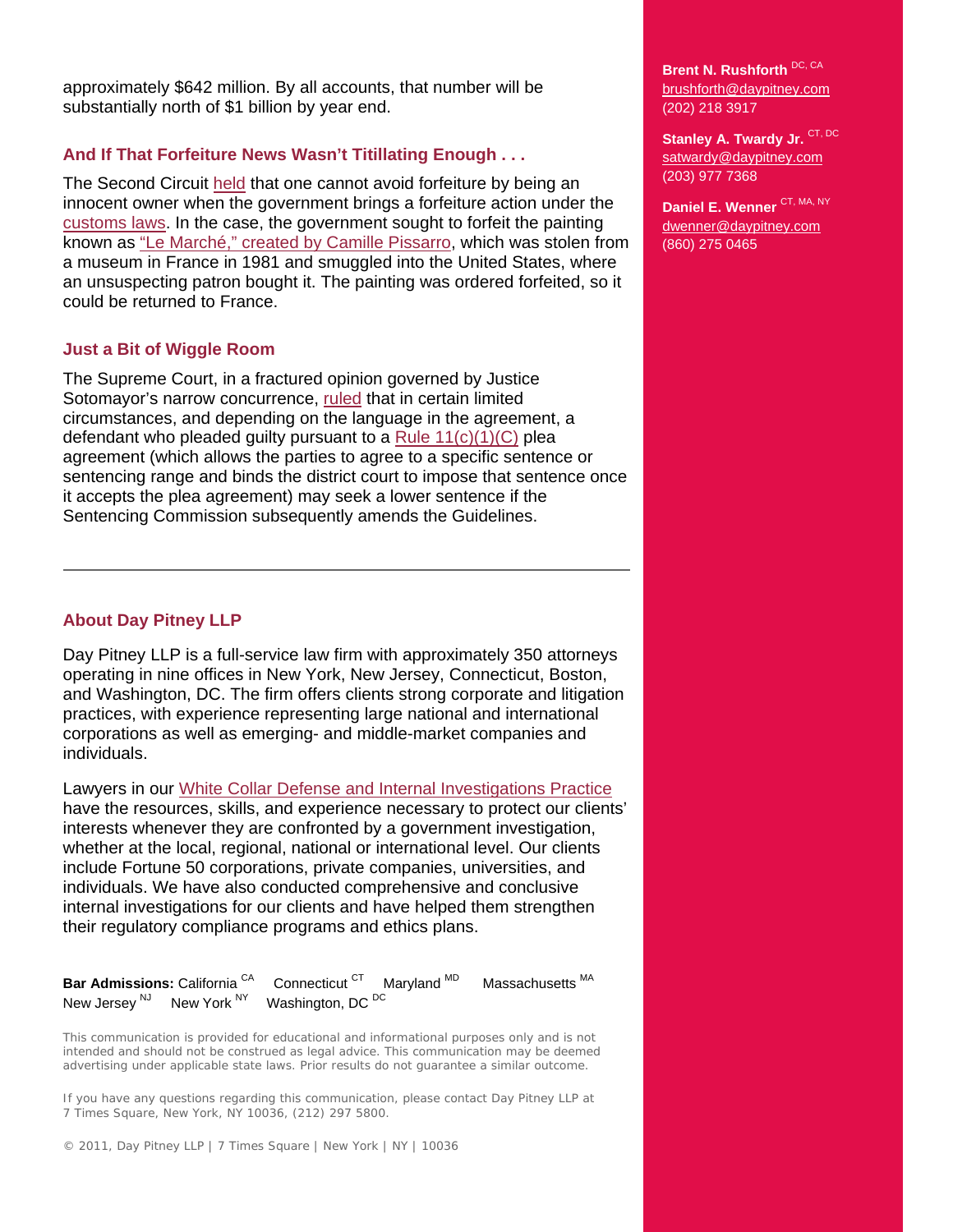approximately $642 million. By all accounts, that number will be substantially north of $1 billion by year end.

### And If That Forfeiture News Wasn't Titillating Enough . . .

The Second Circuit held that one cannot avoid forfeiture by being an innocent owner when the government brings a forfeiture action under the customs laws. In the case, the government sought to forfeit the painting known as "Le Marché," created by Camille Pissarro, which was stolen from a museum in France in 1981 and smuggled into the United States, where an unsuspecting patron bought it. The painting was ordered forfeited, so it could be returned to France.

### Just a Bit of Wiggle Room

The Supreme Court, in a fractured opinion governed by Justice Sotomayor's narrow concurrence, ruled that in certain limited circumstances, and depending on the language in the agreement, a defendant who pleaded guilty pursuant to a Rule 11(c)(1)(C) plea agreement (which allows the parties to agree to a specific sentence or sentencing range and binds the district court to impose that sentence once it accepts the plea agreement) may seek a lower sentence if the Sentencing Commission subsequently amends the Guidelines.

---

### About Day Pitney LLP

Day Pitney LLP is a full-service law firm with approximately 350 attorneys operating in nine offices in New York, New Jersey, Connecticut, Boston, and Washington, DC. The firm offers clients strong corporate and litigation practices, with experience representing large national and international corporations as well as emerging- and middle-market companies and individuals.

Lawyers in our White Collar Defense and Internal Investigations Practice have the resources, skills, and experience necessary to protect our clients' interests whenever they are confronted by a government investigation, whether at the local, regional, national or international level. Our clients include Fortune 50 corporations, private companies, universities, and individuals. We have also conducted comprehensive and conclusive internal investigations for our clients and have helped them strengthen their regulatory compliance programs and ethics plans.

**Bar Admissions:** California [CA] Connecticut [CT] Maryland [MD] Massachusetts [MA] New Jersey [NJ] New York [NY] Washington, DC [DC]

This communication is provided for educational and informational purposes only and is not intended and should not be construed as legal advice. This communication may be deemed advertising under applicable state laws. Prior results do not guarantee a similar outcome.

If you have any questions regarding this communication, please contact Day Pitney LLP at 7 Times Square, New York, NY 10036, (212) 297 5800.

© 2011, Day Pitney LLP | 7 Times Square | New York | NY | 10036

**Brent N. Rushforth** [DC, CA]
brushforth@daypitney.com
(202) 218 3917

**Stanley A. Twardy Jr.** [CT, DC]
satwardy@daypitney.com
(203) 977 7368

**Daniel E. Wenner** [CT, MA, NY]
dwenner@daypitney.com
(860) 275 0465